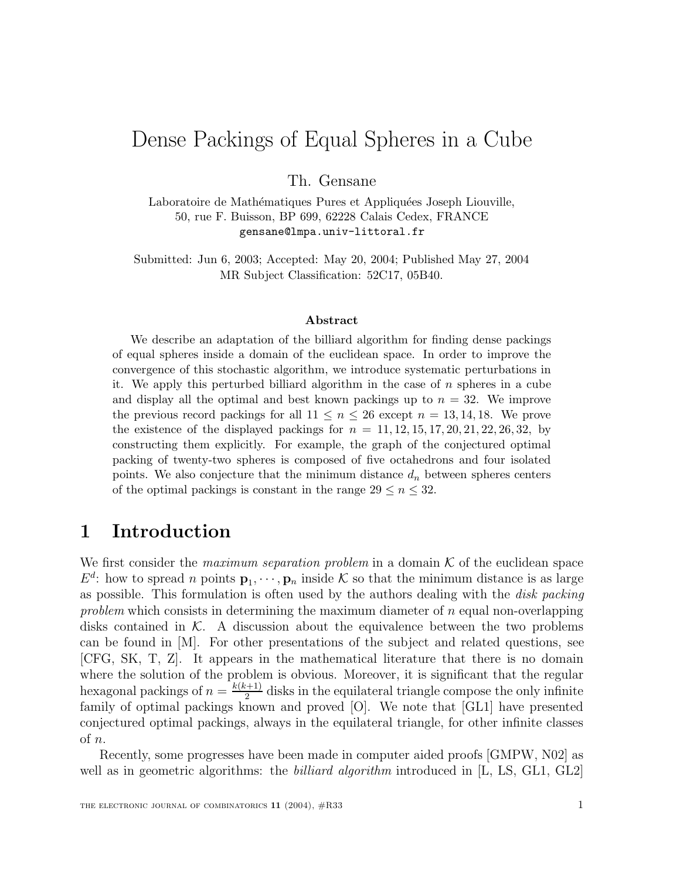# Dense Packings of Equal Spheres in a Cube

Th. Gensane

Laboratoire de Mathématiques Pures et Appliquées Joseph Liouville,
50, rue F. Buisson, BP 699, 62228 Calais Cedex, FRANCE
gensane@lmpa.univ-littoral.fr

Submitted: Jun 6, 2003; Accepted: May 20, 2004; Published May 27, 2004
MR Subject Classification: 52C17, 05B40.

### Abstract

We describe an adaptation of the billiard algorithm for finding dense packings of equal spheres inside a domain of the euclidean space. In order to improve the convergence of this stochastic algorithm, we introduce systematic perturbations in it. We apply this perturbed billiard algorithm in the case of $n$ spheres in a cube and display all the optimal and best known packings up to $n = 32$. We improve the previous record packings for all $11 \leq n \leq 26$ except $n = 13, 14, 18$. We prove the existence of the displayed packings for $n = 11, 12, 15, 17, 20, 21, 22, 26, 32$, by constructing them explicitly. For example, the graph of the conjectured optimal packing of twenty-two spheres is composed of five octahedrons and four isolated points. We also conjecture that the minimum distance $d_n$ between spheres centers of the optimal packings is constant in the range $29 \leq n \leq 32$.

## 1 Introduction

We first consider the *maximum separation problem* in a domain $\mathcal{K}$ of the euclidean space $E^d$: how to spread $n$ points $\mathbf{p}_1, \cdots, \mathbf{p}_n$ inside $\mathcal{K}$ so that the minimum distance is as large as possible. This formulation is often used by the authors dealing with the *disk packing problem* which consists in determining the maximum diameter of $n$ equal non-overlapping disks contained in $\mathcal{K}$. A discussion about the equivalence between the two problems can be found in [M]. For other presentations of the subject and related questions, see [CFG, SK, T, Z]. It appears in the mathematical literature that there is no domain where the solution of the problem is obvious. Moreover, it is significant that the regular hexagonal packings of $n = \frac{k(k+1)}{2}$ disks in the equilateral triangle compose the only infinite family of optimal packings known and proved [O]. We note that [GL1] have presented conjectured optimal packings, always in the equilateral triangle, for other infinite classes of $n$.

Recently, some progresses have been made in computer aided proofs [GMPW, N02] as well as in geometric algorithms: the *billiard algorithm* introduced in [L, LS, GL1, GL2]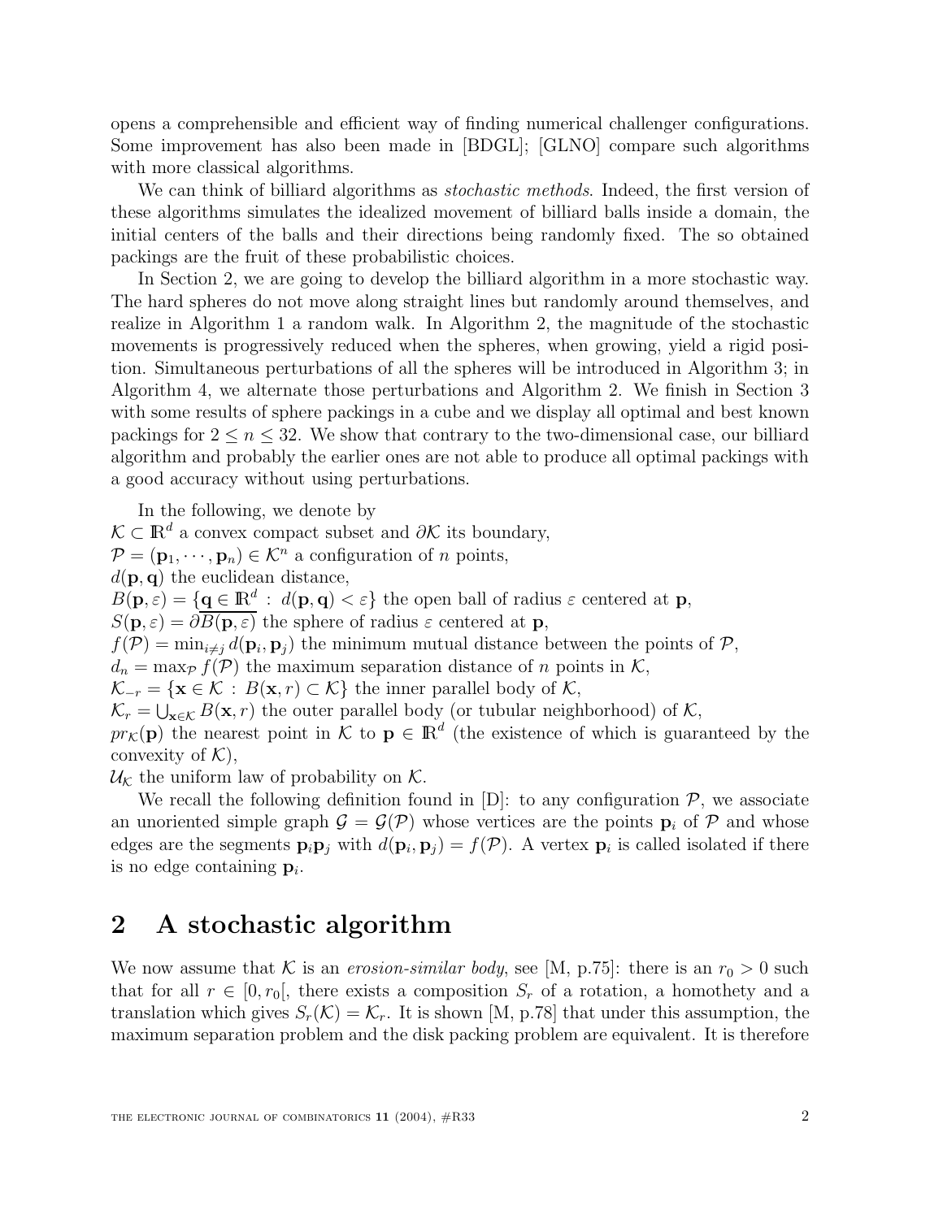opens a comprehensible and efficient way of finding numerical challenger configurations. Some improvement has also been made in [BDGL]; [GLNO] compare such algorithms with more classical algorithms.

We can think of billiard algorithms as *stochastic methods*. Indeed, the first version of these algorithms simulates the idealized movement of billiard balls inside a domain, the initial centers of the balls and their directions being randomly fixed. The so obtained packings are the fruit of these probabilistic choices.

In Section 2, we are going to develop the billiard algorithm in a more stochastic way. The hard spheres do not move along straight lines but randomly around themselves, and realize in Algorithm 1 a random walk. In Algorithm 2, the magnitude of the stochastic movements is progressively reduced when the spheres, when growing, yield a rigid position. Simultaneous perturbations of all the spheres will be introduced in Algorithm 3; in Algorithm 4, we alternate those perturbations and Algorithm 2. We finish in Section 3 with some results of sphere packings in a cube and we display all optimal and best known packings for $2 \leq n \leq 32$. We show that contrary to the two-dimensional case, our billiard algorithm and probably the earlier ones are not able to produce all optimal packings with a good accuracy without using perturbations.

In the following, we denote by

$\mathcal{K} \subset \mathbb{R}^d$ a convex compact subset and $\partial\mathcal{K}$ its boundary,

$\mathcal{P} = (\mathbf{p}_1, \cdots, \mathbf{p}_n) \in \mathcal{K}^n$ a configuration of $n$ points,

$d(\mathbf{p}, \mathbf{q})$ the euclidean distance,

$B(\mathbf{p}, \varepsilon) = \{\mathbf{q} \in \mathbb{R}^d \,:\, d(\mathbf{p}, \mathbf{q}) < \varepsilon\}$ the open ball of radius $\varepsilon$ centered at $\mathbf{p}$,

$S(\mathbf{p}, \varepsilon) = \partial\overline{B(\mathbf{p}, \varepsilon)}$ the sphere of radius $\varepsilon$ centered at $\mathbf{p}$,

$f(\mathcal{P}) = \min_{i \neq j} d(\mathbf{p}_i, \mathbf{p}_j)$ the minimum mutual distance between the points of $\mathcal{P}$,

$d_n = \max_{\mathcal{P}} f(\mathcal{P})$ the maximum separation distance of $n$ points in $\mathcal{K}$,

$\mathcal{K}_{-r} = \{\mathbf{x} \in \mathcal{K} \,:\, B(\mathbf{x}, r) \subset \mathcal{K}\}$ the inner parallel body of $\mathcal{K}$,

$\mathcal{K}_r = \bigcup_{\mathbf{x} \in \mathcal{K}} B(\mathbf{x}, r)$ the outer parallel body (or tubular neighborhood) of $\mathcal{K}$,

$pr_{\mathcal{K}}(\mathbf{p})$ the nearest point in $\mathcal{K}$ to $\mathbf{p} \in \mathbb{R}^d$ (the existence of which is guaranteed by the convexity of $\mathcal{K}$),

$\mathcal{U}_{\mathcal{K}}$ the uniform law of probability on $\mathcal{K}$.

We recall the following definition found in [D]: to any configuration $\mathcal{P}$, we associate an unoriented simple graph $\mathcal{G} = \mathcal{G}(\mathcal{P})$ whose vertices are the points $\mathbf{p}_i$ of $\mathcal{P}$ and whose edges are the segments $\mathbf{p}_i\mathbf{p}_j$ with $d(\mathbf{p}_i, \mathbf{p}_j) = f(\mathcal{P})$. A vertex $\mathbf{p}_i$ is called isolated if there is no edge containing $\mathbf{p}_i$.

## 2 A stochastic algorithm

We now assume that $\mathcal{K}$ is an *erosion-similar body*, see [M, p.75]: there is an $r_0 > 0$ such that for all $r \in [0, r_0[$, there exists a composition $S_r$ of a rotation, a homothety and a translation which gives $S_r(\mathcal{K}) = \mathcal{K}_r$. It is shown [M, p.78] that under this assumption, the maximum separation problem and the disk packing problem are equivalent. It is therefore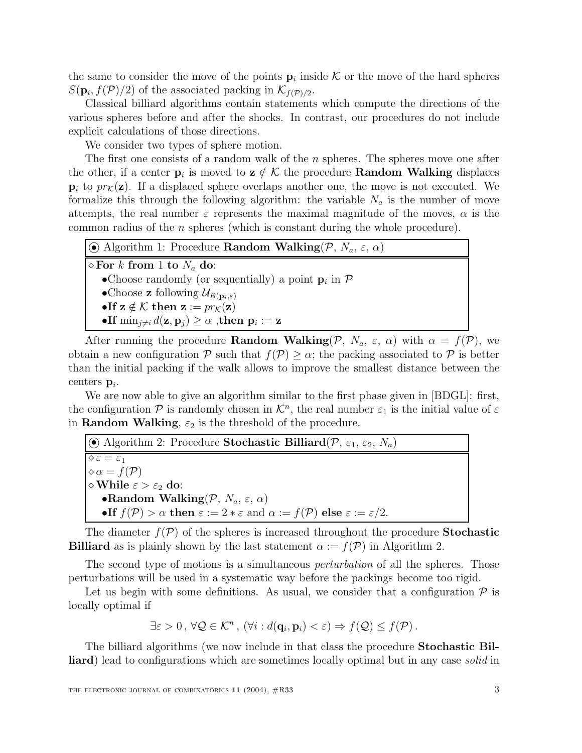the same to consider the move of the points $\mathbf{p}_i$ inside $\mathcal{K}$ or the move of the hard spheres $S(\mathbf{p}_i, f(\mathcal{P})/2)$ of the associated packing in $\mathcal{K}_{f(\mathcal{P})/2}$.

Classical billiard algorithms contain statements which compute the directions of the various spheres before and after the shocks. In contrast, our procedures do not include explicit calculations of those directions.

We consider two types of sphere motion.

The first one consists of a random walk of the $n$ spheres. The spheres move one after the other, if a center $\mathbf{p}_i$ is moved to $\mathbf{z} \notin \mathcal{K}$ the procedure **Random Walking** displaces $\mathbf{p}_i$ to $pr_{\mathcal{K}}(\mathbf{z})$. If a displaced sphere overlaps another one, the move is not executed. We formalize this through the following algorithm: the variable $N_a$ is the number of move attempts, the real number $\varepsilon$ represents the maximal magnitude of the moves, $\alpha$ is the common radius of the $n$ spheres (which is constant during the whole procedure).

| ⦿ Algorithm 1: Procedure **Random Walking**($\mathcal{P}$, $N_a$, $\varepsilon$, $\alpha$) |
|---|
| ◇ **For** $k$ **from** 1 **to** $N_a$ **do**: |
| •Choose randomly (or sequentially) a point $\mathbf{p}_i$ in $\mathcal{P}$ |
| •Choose $\mathbf{z}$ following $\mathcal{U}_{B(\mathbf{p}_i,\varepsilon)}$ |
| •**If** $\mathbf{z} \notin \mathcal{K}$ **then** $\mathbf{z} := pr_{\mathcal{K}}(\mathbf{z})$ |
| •**If** $\min_{j\neq i} d(\mathbf{z}, \mathbf{p}_j) \geq \alpha$ ,**then** $\mathbf{p}_i := \mathbf{z}$ |

After running the procedure **Random Walking**($\mathcal{P}$, $N_a$, $\varepsilon$, $\alpha$) with $\alpha = f(\mathcal{P})$, we obtain a new configuration $\mathcal{P}$ such that $f(\mathcal{P}) \geq \alpha$; the packing associated to $\mathcal{P}$ is better than the initial packing if the walk allows to improve the smallest distance between the centers $\mathbf{p}_i$.

We are now able to give an algorithm similar to the first phase given in [BDGL]: first, the configuration $\mathcal{P}$ is randomly chosen in $\mathcal{K}^n$, the real number $\varepsilon_1$ is the initial value of $\varepsilon$ in **Random Walking**, $\varepsilon_2$ is the threshold of the procedure.

| ⦿ Algorithm 2: Procedure **Stochastic Billiard**($\mathcal{P}$, $\varepsilon_1$, $\varepsilon_2$, $N_a$) |
|---|
| ◇ $\varepsilon = \varepsilon_1$ |
| ◇ $\alpha = f(\mathcal{P})$ |
| ◇ **While** $\varepsilon > \varepsilon_2$ **do**: |
| •**Random Walking**($\mathcal{P}$, $N_a$, $\varepsilon$, $\alpha$) |
| •**If** $f(\mathcal{P}) > \alpha$ **then** $\varepsilon := 2 * \varepsilon$ and $\alpha := f(\mathcal{P})$ **else** $\varepsilon := \varepsilon/2$. |

The diameter $f(\mathcal{P})$ of the spheres is increased throughout the procedure **Stochastic Billiard** as is plainly shown by the last statement $\alpha := f(\mathcal{P})$ in Algorithm 2.

The second type of motions is a simultaneous *perturbation* of all the spheres. Those perturbations will be used in a systematic way before the packings become too rigid.

Let us begin with some definitions. As usual, we consider that a configuration $\mathcal{P}$ is locally optimal if

$$\exists \varepsilon > 0 \, , \, \forall \mathcal{Q} \in \mathcal{K}^n \, , \, (\forall i : d(\mathbf{q}_i, \mathbf{p}_i) < \varepsilon) \Rightarrow f(\mathcal{Q}) \leq f(\mathcal{P}) \, .$$

The billiard algorithms (we now include in that class the procedure **Stochastic Billiard**) lead to configurations which are sometimes locally optimal but in any case *solid* in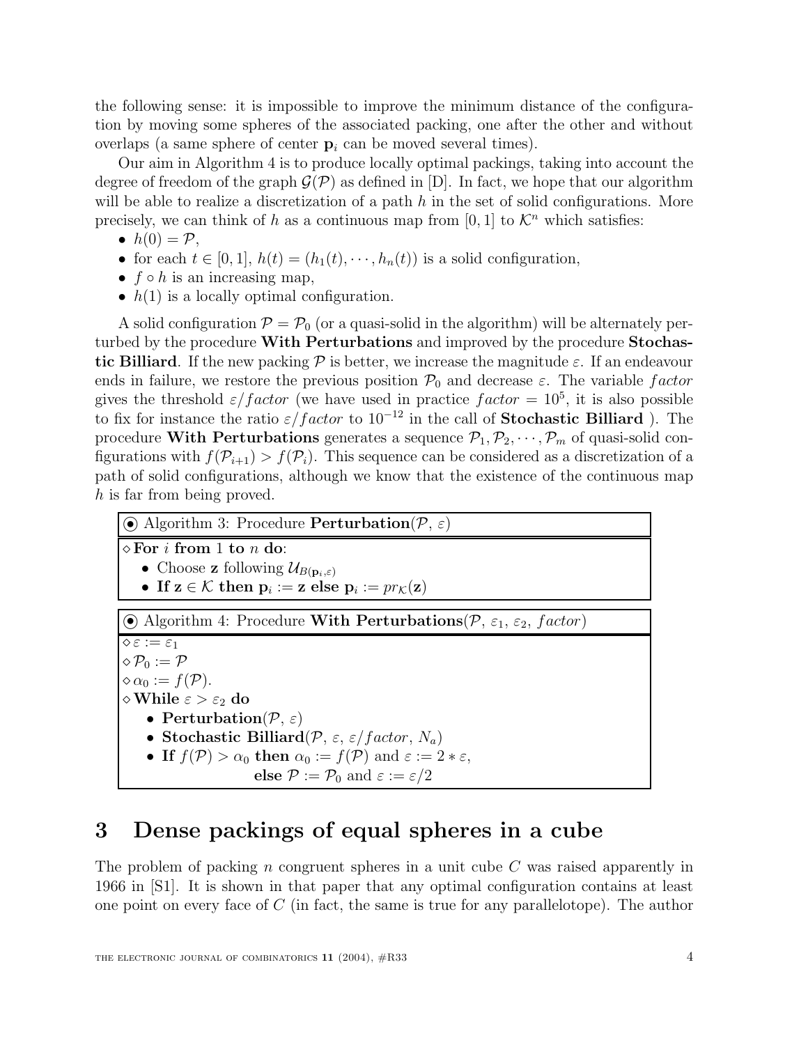the following sense: it is impossible to improve the minimum distance of the configuration by moving some spheres of the associated packing, one after the other and without overlaps (a same sphere of center $\mathbf{p}_i$ can be moved several times).

Our aim in Algorithm 4 is to produce locally optimal packings, taking into account the degree of freedom of the graph $\mathcal{G}(\mathcal{P})$ as defined in [D]. In fact, we hope that our algorithm will be able to realize a discretization of a path $h$ in the set of solid configurations. More precisely, we can think of $h$ as a continuous map from $[0, 1]$ to $\mathcal{K}^n$ which satisfies:

- $h(0) = \mathcal{P}$,
- for each $t \in [0, 1]$, $h(t) = (h_1(t), \cdots, h_n(t))$ is a solid configuration,
- $f \circ h$ is an increasing map,
- $h(1)$ is a locally optimal configuration.

A solid configuration $\mathcal{P} = \mathcal{P}_0$ (or a quasi-solid in the algorithm) will be alternately perturbed by the procedure **With Perturbations** and improved by the procedure **Stochastic Billiard**. If the new packing $\mathcal{P}$ is better, we increase the magnitude $\varepsilon$. If an endeavour ends in failure, we restore the previous position $\mathcal{P}_0$ and decrease $\varepsilon$. The variable $factor$ gives the threshold $\varepsilon/factor$ (we have used in practice $factor = 10^5$, it is also possible to fix for instance the ratio $\varepsilon/factor$ to $10^{-12}$ in the call of **Stochastic Billiard** ). The procedure **With Perturbations** generates a sequence $\mathcal{P}_1, \mathcal{P}_2, \cdots, \mathcal{P}_m$ of quasi-solid configurations with $f(\mathcal{P}_{i+1}) > f(\mathcal{P}_i)$. This sequence can be considered as a discretization of a path of solid configurations, although we know that the existence of the continuous map $h$ is far from being proved.

⦿ Algorithm 3: Procedure **Perturbation**($\mathcal{P}$, $\varepsilon$)

◇ **For** $i$ **from** 1 **to** $n$ **do**:

- Choose $\mathbf{z}$ following $\mathcal{U}_{B(\mathbf{p}_i,\varepsilon)}$
- **If** $\mathbf{z} \in \mathcal{K}$ **then** $\mathbf{p}_i := \mathbf{z}$ **else** $\mathbf{p}_i := pr_{\mathcal{K}}(\mathbf{z})$

⦿ Algorithm 4: Procedure **With Perturbations**($\mathcal{P}$, $\varepsilon_1$, $\varepsilon_2$, $factor$)

◇ $\varepsilon := \varepsilon_1$

◇ $\mathcal{P}_0 := \mathcal{P}$

◇ $\alpha_0 := f(\mathcal{P})$.

◇ **While** $\varepsilon > \varepsilon_2$ **do**

- **Perturbation**($\mathcal{P}$, $\varepsilon$)
- **Stochastic Billiard**($\mathcal{P}$, $\varepsilon$, $\varepsilon/factor$, $N_a$)
- **If** $f(\mathcal{P}) > \alpha_0$ **then** $\alpha_0 := f(\mathcal{P})$ and $\varepsilon := 2 * \varepsilon$,
  **else** $\mathcal{P} := \mathcal{P}_0$ and $\varepsilon := \varepsilon/2$

# 3 Dense packings of equal spheres in a cube

The problem of packing $n$ congruent spheres in a unit cube $C$ was raised apparently in 1966 in [S1]. It is shown in that paper that any optimal configuration contains at least one point on every face of $C$ (in fact, the same is true for any parallelotope). The author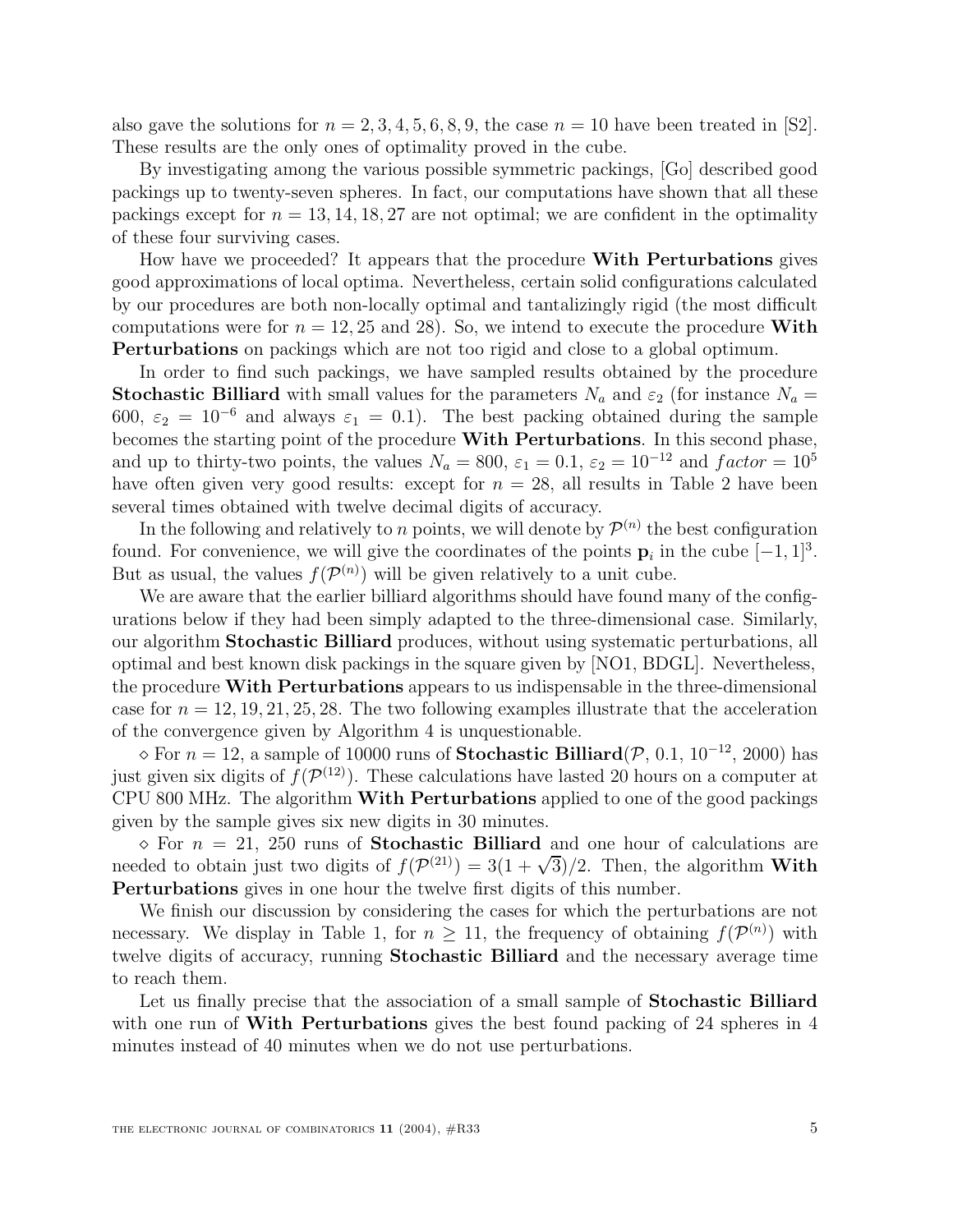also gave the solutions for $n = 2, 3, 4, 5, 6, 8, 9$, the case $n = 10$ have been treated in [S2]. These results are the only ones of optimality proved in the cube.

By investigating among the various possible symmetric packings, [Go] described good packings up to twenty-seven spheres. In fact, our computations have shown that all these packings except for $n = 13, 14, 18, 27$ are not optimal; we are confident in the optimality of these four surviving cases.

How have we proceeded? It appears that the procedure **With Perturbations** gives good approximations of local optima. Nevertheless, certain solid configurations calculated by our procedures are both non-locally optimal and tantalizingly rigid (the most difficult computations were for $n = 12, 25$ and 28). So, we intend to execute the procedure **With Perturbations** on packings which are not too rigid and close to a global optimum.

In order to find such packings, we have sampled results obtained by the procedure **Stochastic Billiard** with small values for the parameters $N_a$ and $\varepsilon_2$ (for instance $N_a = 600$, $\varepsilon_2 = 10^{-6}$ and always $\varepsilon_1 = 0.1$). The best packing obtained during the sample becomes the starting point of the procedure **With Perturbations**. In this second phase, and up to thirty-two points, the values $N_a = 800$, $\varepsilon_1 = 0.1$, $\varepsilon_2 = 10^{-12}$ and $factor = 10^5$ have often given very good results: except for $n = 28$, all results in Table 2 have been several times obtained with twelve decimal digits of accuracy.

In the following and relatively to $n$ points, we will denote by $\mathcal{P}^{(n)}$ the best configuration found. For convenience, we will give the coordinates of the points $\mathbf{p}_i$ in the cube $[-1, 1]^3$. But as usual, the values $f(\mathcal{P}^{(n)})$ will be given relatively to a unit cube.

We are aware that the earlier billiard algorithms should have found many of the configurations below if they had been simply adapted to the three-dimensional case. Similarly, our algorithm **Stochastic Billiard** produces, without using systematic perturbations, all optimal and best known disk packings in the square given by [NO1, BDGL]. Nevertheless, the procedure **With Perturbations** appears to us indispensable in the three-dimensional case for $n = 12, 19, 21, 25, 28$. The two following examples illustrate that the acceleration of the convergence given by Algorithm 4 is unquestionable.

$\diamond$ For $n = 12$, a sample of 10000 runs of **Stochastic Billiard**($\mathcal{P}$, 0.1, $10^{-12}$, 2000) has just given six digits of $f(\mathcal{P}^{(12)})$. These calculations have lasted 20 hours on a computer at CPU 800 MHz. The algorithm **With Perturbations** applied to one of the good packings given by the sample gives six new digits in 30 minutes.

$\diamond$ For $n = 21$, 250 runs of **Stochastic Billiard** and one hour of calculations are needed to obtain just two digits of $f(\mathcal{P}^{(21)}) = 3(1 + \sqrt{3})/2$. Then, the algorithm **With Perturbations** gives in one hour the twelve first digits of this number.

We finish our discussion by considering the cases for which the perturbations are not necessary. We display in Table 1, for $n \geq 11$, the frequency of obtaining $f(\mathcal{P}^{(n)})$ with twelve digits of accuracy, running **Stochastic Billiard** and the necessary average time to reach them.

Let us finally precise that the association of a small sample of **Stochastic Billiard** with one run of **With Perturbations** gives the best found packing of 24 spheres in 4 minutes instead of 40 minutes when we do not use perturbations.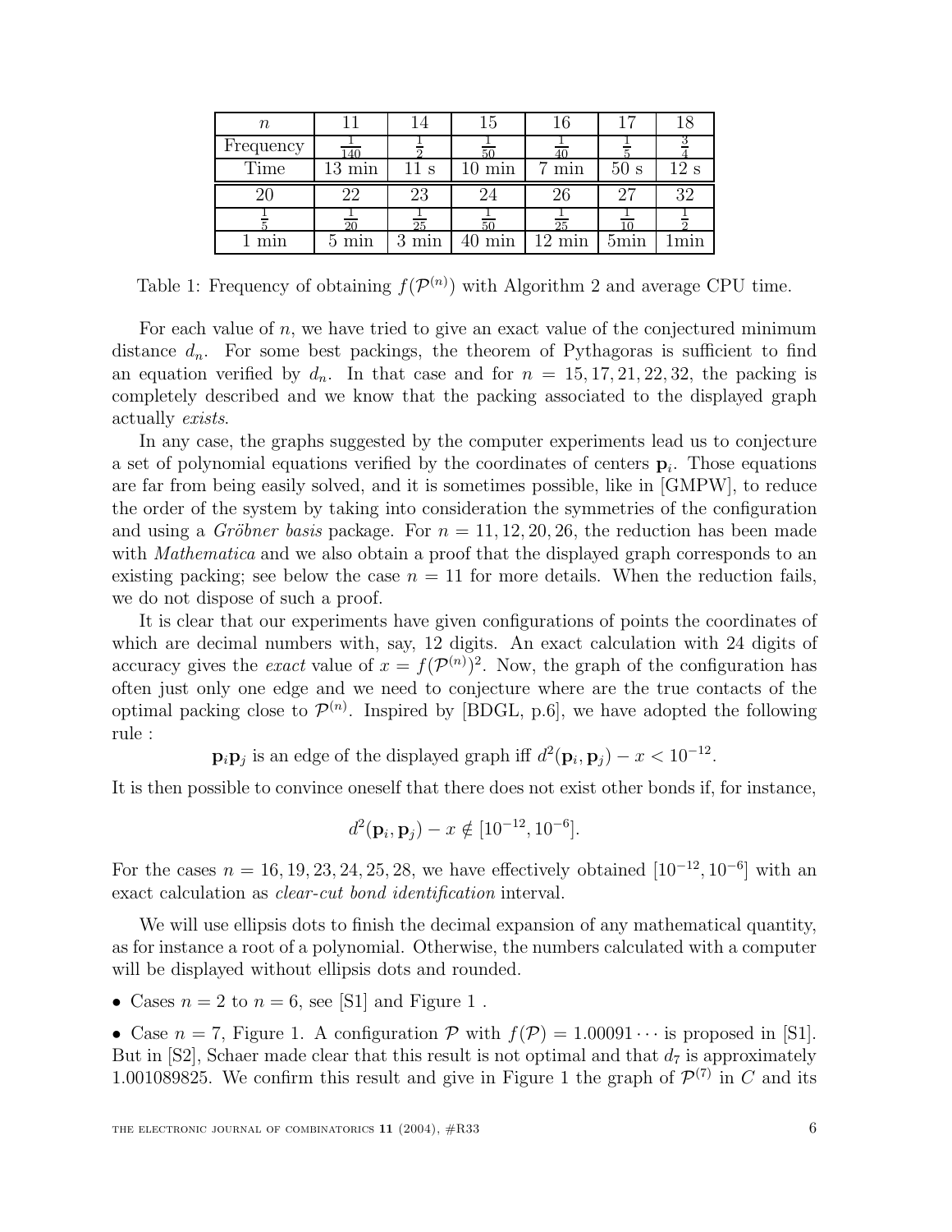| $n$ | 11 | 14 | 15 | 16 | 17 | 18 |
|---|---|---|---|---|---|---|
| Frequency | $\frac{1}{140}$ | $\frac{1}{2}$ | $\frac{1}{50}$ | $\frac{1}{40}$ | $\frac{1}{5}$ | $\frac{3}{4}$ |
| Time | 13 min | 11 s | 10 min | 7 min | 50 s | 12 s |
| 20 | 22 | 23 | 24 | 26 | 27 | 32 |
| $\frac{1}{5}$ | $\frac{1}{20}$ | $\frac{1}{25}$ | $\frac{1}{50}$ | $\frac{1}{25}$ | $\frac{1}{10}$ | $\frac{1}{2}$ |
| 1 min | 5 min | 3 min | 40 min | 12 min | 5min | 1min |

Table 1: Frequency of obtaining $f(\mathcal{P}^{(n)})$ with Algorithm 2 and average CPU time.

For each value of $n$, we have tried to give an exact value of the conjectured minimum distance $d_n$. For some best packings, the theorem of Pythagoras is sufficient to find an equation verified by $d_n$. In that case and for $n = 15, 17, 21, 22, 32$, the packing is completely described and we know that the packing associated to the displayed graph actually *exists*.

In any case, the graphs suggested by the computer experiments lead us to conjecture a set of polynomial equations verified by the coordinates of centers $\mathbf{p}_i$. Those equations are far from being easily solved, and it is sometimes possible, like in [GMPW], to reduce the order of the system by taking into consideration the symmetries of the configuration and using a *Gröbner basis* package. For $n = 11, 12, 20, 26$, the reduction has been made with *Mathematica* and we also obtain a proof that the displayed graph corresponds to an existing packing; see below the case $n = 11$ for more details. When the reduction fails, we do not dispose of such a proof.

It is clear that our experiments have given configurations of points the coordinates of which are decimal numbers with, say, 12 digits. An exact calculation with 24 digits of accuracy gives the *exact* value of $x = f(\mathcal{P}^{(n)})^2$. Now, the graph of the configuration has often just only one edge and we need to conjecture where are the true contacts of the optimal packing close to $\mathcal{P}^{(n)}$. Inspired by [BDGL, p.6], we have adopted the following rule :

$$\mathbf{p}_i\mathbf{p}_j \text{ is an edge of the displayed graph iff } d^2(\mathbf{p}_i, \mathbf{p}_j) - x < 10^{-12}.$$

It is then possible to convince oneself that there does not exist other bonds if, for instance,

$$d^2(\mathbf{p}_i, \mathbf{p}_j) - x \notin [10^{-12}, 10^{-6}].$$

For the cases $n = 16, 19, 23, 24, 25, 28$, we have effectively obtained $[10^{-12}, 10^{-6}]$ with an exact calculation as *clear-cut bond identification* interval.

We will use ellipsis dots to finish the decimal expansion of any mathematical quantity, as for instance a root of a polynomial. Otherwise, the numbers calculated with a computer will be displayed without ellipsis dots and rounded.

- Cases $n = 2$ to $n = 6$, see [S1] and Figure 1 .

- Case $n = 7$, Figure 1. A configuration $\mathcal{P}$ with $f(\mathcal{P}) = 1.00091\cdots$ is proposed in [S1]. But in [S2], Schaer made clear that this result is not optimal and that $d_7$ is approximately 1.001089825. We confirm this result and give in Figure 1 the graph of $\mathcal{P}^{(7)}$ in $C$ and its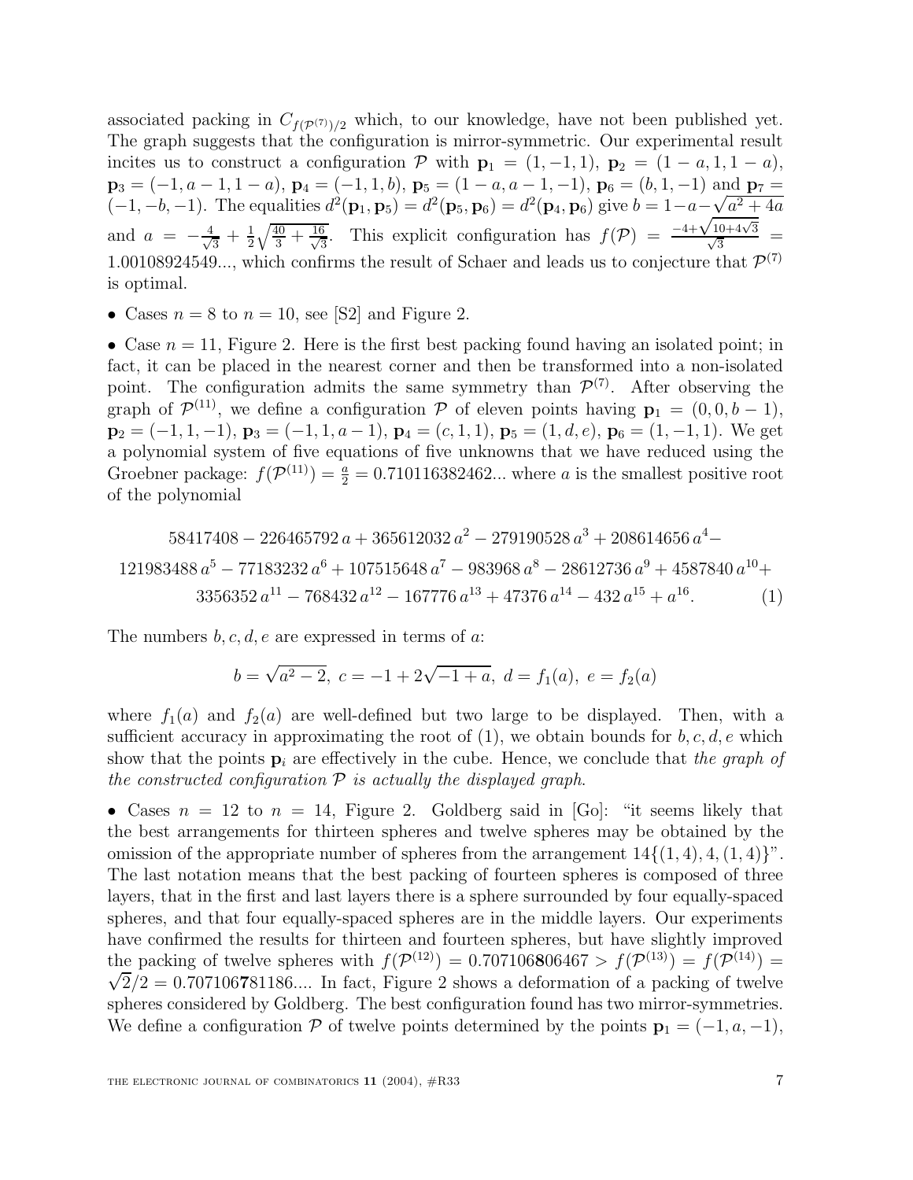associated packing in $C_{f(\mathcal{P}^{(7)})/2}$ which, to our knowledge, have not been published yet. The graph suggests that the configuration is mirror-symmetric. Our experimental result incites us to construct a configuration $\mathcal{P}$ with $\mathbf{p}_1 = (1, -1, 1)$, $\mathbf{p}_2 = (1-a, 1, 1-a)$, $\mathbf{p}_3 = (-1, a-1, 1-a)$, $\mathbf{p}_4 = (-1, 1, b)$, $\mathbf{p}_5 = (1-a, a-1, -1)$, $\mathbf{p}_6 = (b, 1, -1)$ and $\mathbf{p}_7 = (-1, -b, -1)$. The equalities $d^2(\mathbf{p}_1, \mathbf{p}_5) = d^2(\mathbf{p}_5, \mathbf{p}_6) = d^2(\mathbf{p}_4, \mathbf{p}_6)$ give $b = 1 - a - \sqrt{a^2 + 4a}$ and $a = -\frac{4}{\sqrt{3}} + \frac{1}{2}\sqrt{\frac{40}{3} + \frac{16}{\sqrt{3}}}$. This explicit configuration has $f(\mathcal{P}) = \frac{-4+\sqrt{10+4\sqrt{3}}}{\sqrt{3}} = 1.00108924549...$, which confirms the result of Schaer and leads us to conjecture that $\mathcal{P}^{(7)}$ is optimal.

- Cases $n = 8$ to $n = 10$, see [S2] and Figure 2.

- Case $n = 11$, Figure 2. Here is the first best packing found having an isolated point; in fact, it can be placed in the nearest corner and then be transformed into a non-isolated point. The configuration admits the same symmetry than $\mathcal{P}^{(7)}$. After observing the graph of $\mathcal{P}^{(11)}$, we define a configuration $\mathcal{P}$ of eleven points having $\mathbf{p}_1 = (0, 0, b-1)$, $\mathbf{p}_2 = (-1, 1, -1)$, $\mathbf{p}_3 = (-1, 1, a-1)$, $\mathbf{p}_4 = (c, 1, 1)$, $\mathbf{p}_5 = (1, d, e)$, $\mathbf{p}_6 = (1, -1, 1)$. We get a polynomial system of five equations of five unknowns that we have reduced using the Groebner package: $f(\mathcal{P}^{(11)}) = \frac{a}{2} = 0.710116382462...$ where $a$ is the smallest positive root of the polynomial

$$\begin{gathered}58417408 - 226465792\,a + 365612032\,a^2 - 279190528\,a^3 + 208614656\,a^4 - \\ 121983488\,a^5 - 77183232\,a^6 + 107515648\,a^7 - 983968\,a^8 - 28612736\,a^9 + 4587840\,a^{10} + \\ 3356352\,a^{11} - 768432\,a^{12} - 167776\,a^{13} + 47376\,a^{14} - 432\,a^{15} + a^{16}. \qquad (1)\end{gathered}$$

The numbers $b, c, d, e$ are expressed in terms of $a$:

$$b = \sqrt{a^2 - 2},\ c = -1 + 2\sqrt{-1+a},\ d = f_1(a),\ e = f_2(a)$$

where $f_1(a)$ and $f_2(a)$ are well-defined but two large to be displayed. Then, with a sufficient accuracy in approximating the root of (1), we obtain bounds for $b, c, d, e$ which show that the points $\mathbf{p}_i$ are effectively in the cube. Hence, we conclude that *the graph of the constructed configuration $\mathcal{P}$ is actually the displayed graph*.

- Cases $n = 12$ to $n = 14$, Figure 2. Goldberg said in [Go]: "it seems likely that the best arrangements for thirteen spheres and twelve spheres may be obtained by the omission of the appropriate number of spheres from the arrangement $14\{(1,4), 4, (1,4)\}$". The last notation means that the best packing of fourteen spheres is composed of three layers, that in the first and last layers there is a sphere surrounded by four equally-spaced spheres, and that four equally-spaced spheres are in the middle layers. Our experiments have confirmed the results for thirteen and fourteen spheres, but have slightly improved the packing of twelve spheres with $f(\mathcal{P}^{(12)}) = 0.707106\mathbf{8}06467 > f(\mathcal{P}^{(13)}) = f(\mathcal{P}^{(14)}) = \sqrt{2}/2 = 0.707106\mathbf{7}81186....$ In fact, Figure 2 shows a deformation of a packing of twelve spheres considered by Goldberg. The best configuration found has two mirror-symmetries. We define a configuration $\mathcal{P}$ of twelve points determined by the points $\mathbf{p}_1 = (-1, a, -1)$,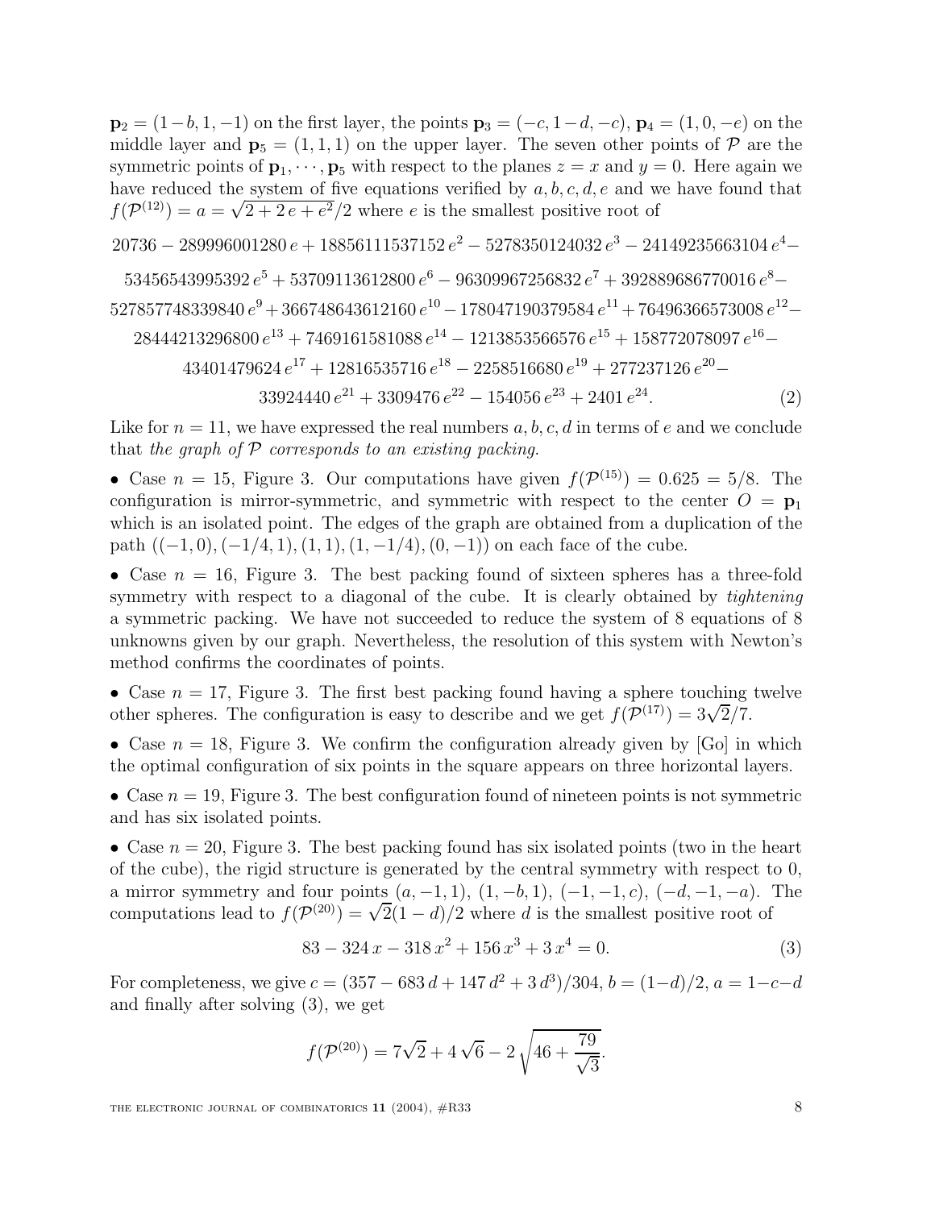$\mathbf{p}_2 = (1-b, 1, -1)$ on the first layer, the points $\mathbf{p}_3 = (-c, 1-d, -c)$, $\mathbf{p}_4 = (1, 0, -e)$ on the middle layer and $\mathbf{p}_5 = (1, 1, 1)$ on the upper layer. The seven other points of $\mathcal{P}$ are the symmetric points of $\mathbf{p}_1, \cdots, \mathbf{p}_5$ with respect to the planes $z = x$ and $y = 0$. Here again we have reduced the system of five equations verified by $a, b, c, d, e$ and we have found that $f(\mathcal{P}^{(12)}) = a = \sqrt{2 + 2\,e + e^2}/2$ where $e$ is the smallest positive root of

$$
\begin{gathered}
20736 - 289996001280\,e + 18856111537152\,e^2 - 5278350124032\,e^3 - 24149235663104\,e^4 - \\
53456543995392\,e^5 + 53709113612800\,e^6 - 96309967256832\,e^7 + 392889686770016\,e^8 - \\
527857748339840\,e^9 + 366748643612160\,e^{10} - 178047190379584\,e^{11} + 76496366573008\,e^{12} - \\
28444213296800\,e^{13} + 7469161581088\,e^{14} - 1213853566576\,e^{15} + 158772078097\,e^{16} - \\
43401479624\,e^{17} + 12816535716\,e^{18} - 2258516680\,e^{19} + 277237126\,e^{20} - \\
33924440\,e^{21} + 3309476\,e^{22} - 154056\,e^{23} + 2401\,e^{24}. \qquad (2)
\end{gathered}
$$

Like for $n = 11$, we have expressed the real numbers $a, b, c, d$ in terms of $e$ and we conclude that *the graph of $\mathcal{P}$ corresponds to an existing packing*.

• Case $n = 15$, Figure 3. Our computations have given $f(\mathcal{P}^{(15)}) = 0.625 = 5/8$. The configuration is mirror-symmetric, and symmetric with respect to the center $O = \mathbf{p}_1$ which is an isolated point. The edges of the graph are obtained from a duplication of the path $((-1, 0), (-1/4, 1), (1, 1), (1, -1/4), (0, -1))$ on each face of the cube.

• Case $n = 16$, Figure 3. The best packing found of sixteen spheres has a three-fold symmetry with respect to a diagonal of the cube. It is clearly obtained by *tightening* a symmetric packing. We have not succeeded to reduce the system of 8 equations of 8 unknowns given by our graph. Nevertheless, the resolution of this system with Newton's method confirms the coordinates of points.

• Case $n = 17$, Figure 3. The first best packing found having a sphere touching twelve other spheres. The configuration is easy to describe and we get $f(\mathcal{P}^{(17)}) = 3\sqrt{2}/7$.

• Case $n = 18$, Figure 3. We confirm the configuration already given by [Go] in which the optimal configuration of six points in the square appears on three horizontal layers.

• Case $n = 19$, Figure 3. The best configuration found of nineteen points is not symmetric and has six isolated points.

• Case $n = 20$, Figure 3. The best packing found has six isolated points (two in the heart of the cube), the rigid structure is generated by the central symmetry with respect to 0, a mirror symmetry and four points $(a, -1, 1)$, $(1, -b, 1)$, $(-1, -1, c)$, $(-d, -1, -a)$. The computations lead to $f(\mathcal{P}^{(20)}) = \sqrt{2}(1 - d)/2$ where $d$ is the smallest positive root of

$$
83 - 324\,x - 318\,x^2 + 156\,x^3 + 3\,x^4 = 0. \qquad (3)
$$

For completeness, we give $c = (357 - 683\,d + 147\,d^2 + 3\,d^3)/304$, $b = (1-d)/2$, $a = 1-c-d$ and finally after solving (3), we get

$$
f(\mathcal{P}^{(20)}) = 7\sqrt{2} + 4\,\sqrt{6} - 2\,\sqrt{46 + \frac{79}{\sqrt{3}}}.
$$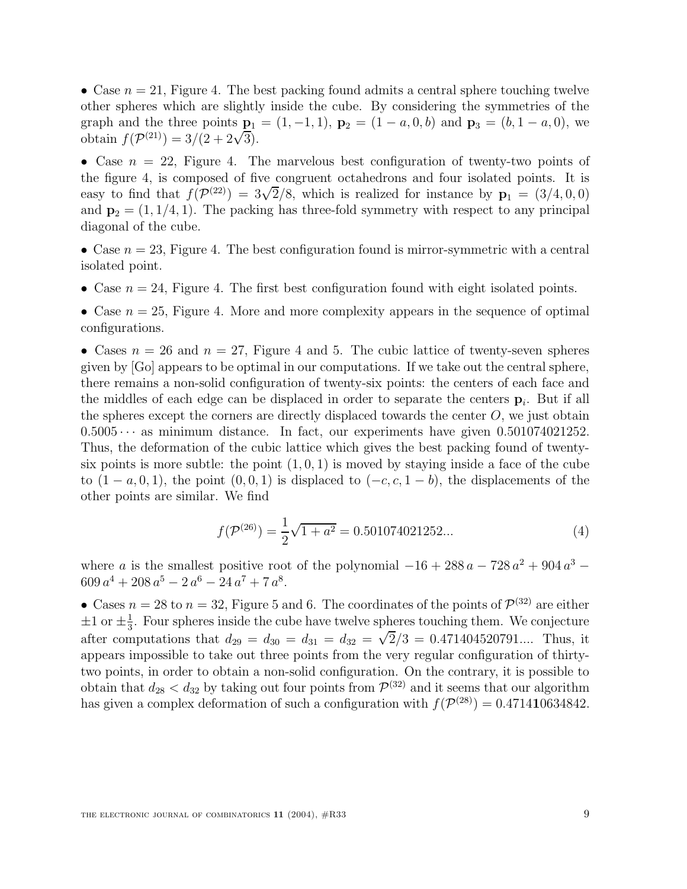• Case $n = 21$, Figure 4. The best packing found admits a central sphere touching twelve other spheres which are slightly inside the cube. By considering the symmetries of the graph and the three points $\mathbf{p}_1 = (1, -1, 1)$, $\mathbf{p}_2 = (1 - a, 0, b)$ and $\mathbf{p}_3 = (b, 1 - a, 0)$, we obtain $f(\mathcal{P}^{(21)}) = 3/(2 + 2\sqrt{3})$.

• Case $n = 22$, Figure 4. The marvelous best configuration of twenty-two points of the figure 4, is composed of five congruent octahedrons and four isolated points. It is easy to find that $f(\mathcal{P}^{(22)}) = 3\sqrt{2}/8$, which is realized for instance by $\mathbf{p}_1 = (3/4, 0, 0)$ and $\mathbf{p}_2 = (1, 1/4, 1)$. The packing has three-fold symmetry with respect to any principal diagonal of the cube.

• Case $n = 23$, Figure 4. The best configuration found is mirror-symmetric with a central isolated point.

• Case $n = 24$, Figure 4. The first best configuration found with eight isolated points.

• Case $n = 25$, Figure 4. More and more complexity appears in the sequence of optimal configurations.

• Cases $n = 26$ and $n = 27$, Figure 4 and 5. The cubic lattice of twenty-seven spheres given by [Go] appears to be optimal in our computations. If we take out the central sphere, there remains a non-solid configuration of twenty-six points: the centers of each face and the middles of each edge can be displaced in order to separate the centers $\mathbf{p}_i$. But if all the spheres except the corners are directly displaced towards the center $O$, we just obtain $0.5005\cdots$ as minimum distance. In fact, our experiments have given 0.501074021252. Thus, the deformation of the cubic lattice which gives the best packing found of twenty-six points is more subtle: the point $(1, 0, 1)$ is moved by staying inside a face of the cube to $(1 - a, 0, 1)$, the point $(0, 0, 1)$ is displaced to $(-c, c, 1 - b)$, the displacements of the other points are similar. We find

$$f(\mathcal{P}^{(26)}) = \frac{1}{2}\sqrt{1 + a^2} = 0.501074021252... \tag{4}$$

where $a$ is the smallest positive root of the polynomial $-16 + 288\,a - 728\,a^2 + 904\,a^3 - 609\,a^4 + 208\,a^5 - 2\,a^6 - 24\,a^7 + 7\,a^8$.

• Cases $n = 28$ to $n = 32$, Figure 5 and 6. The coordinates of the points of $\mathcal{P}^{(32)}$ are either $\pm 1$ or $\pm\frac{1}{3}$. Four spheres inside the cube have twelve spheres touching them. We conjecture after computations that $d_{29} = d_{30} = d_{31} = d_{32} = \sqrt{2}/3 = 0.471404520791....$ Thus, it appears impossible to take out three points from the very regular configuration of thirty-two points, in order to obtain a non-solid configuration. On the contrary, it is possible to obtain that $d_{28} < d_{32}$ by taking out four points from $\mathcal{P}^{(32)}$ and it seems that our algorithm has given a complex deformation of such a configuration with $f(\mathcal{P}^{(28)}) = 0.4714\mathbf{1}0634842$.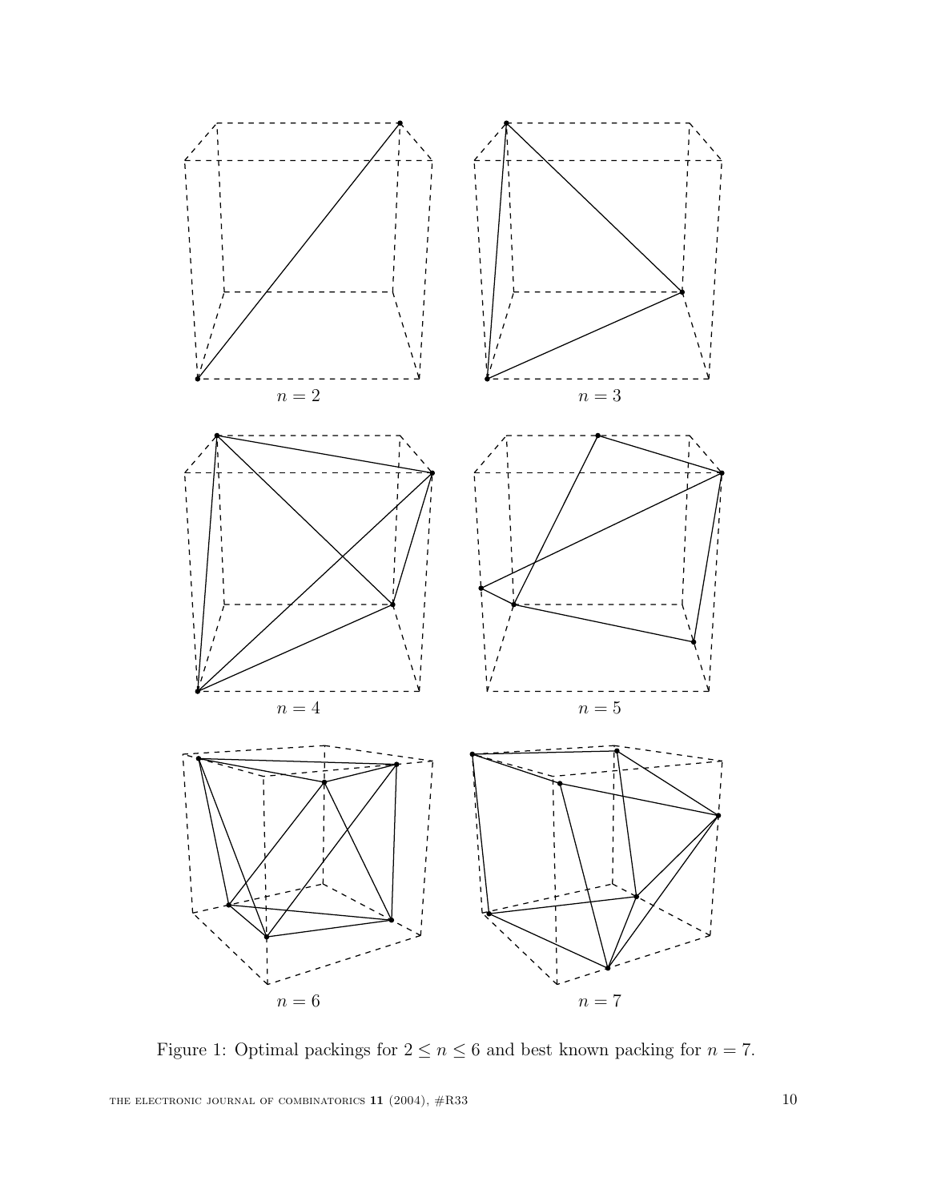$n = 2$

$n = 3$

$n = 4$

$n = 5$

$n = 6$

$n = 7$

Figure 1: Optimal packings for $2 \leq n \leq 6$ and best known packing for $n = 7$.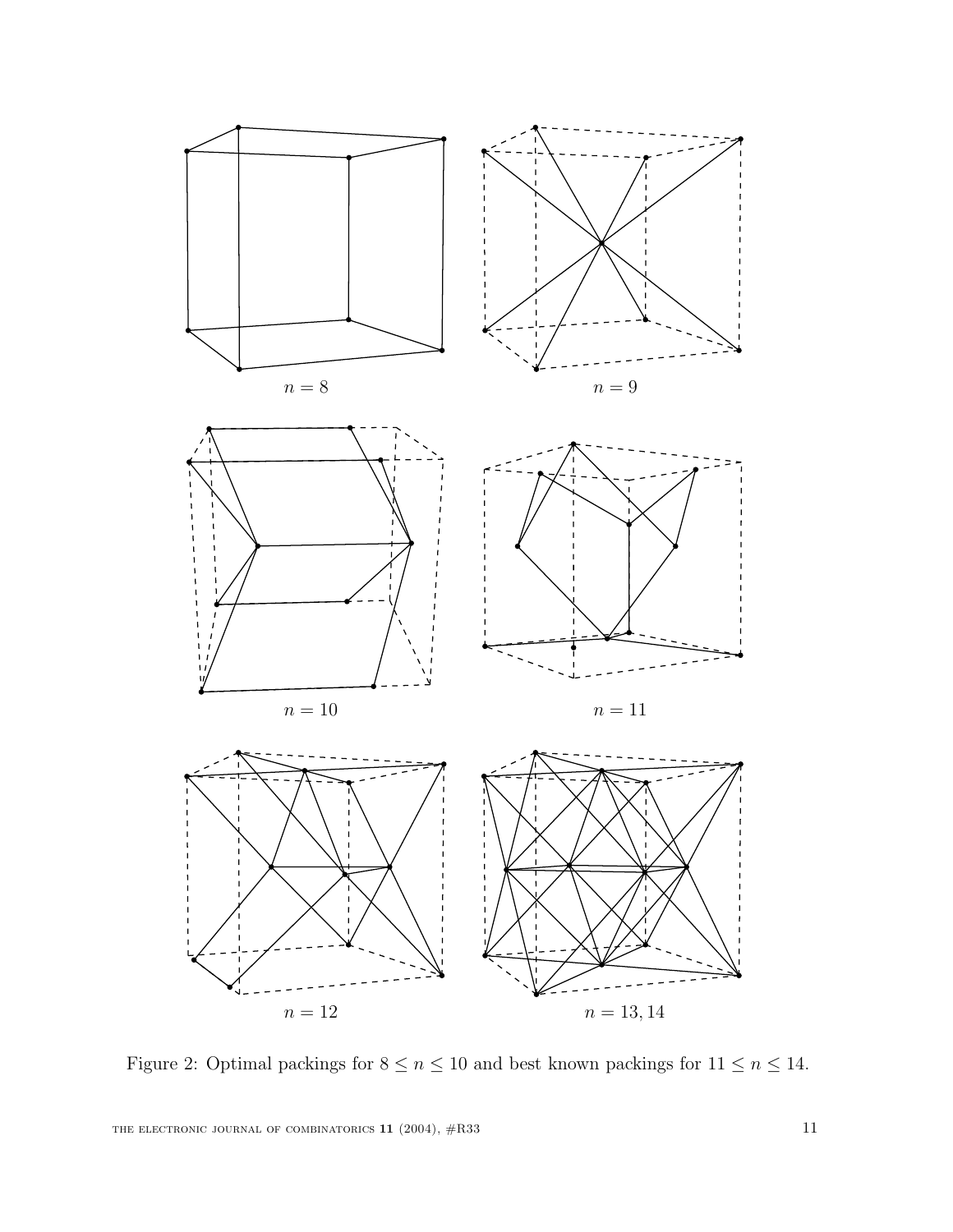$n = 8$

$n = 9$

$n = 10$

$n = 11$

$n = 12$

$n = 13, 14$

Figure 2: Optimal packings for $8 \leq n \leq 10$ and best known packings for $11 \leq n \leq 14$.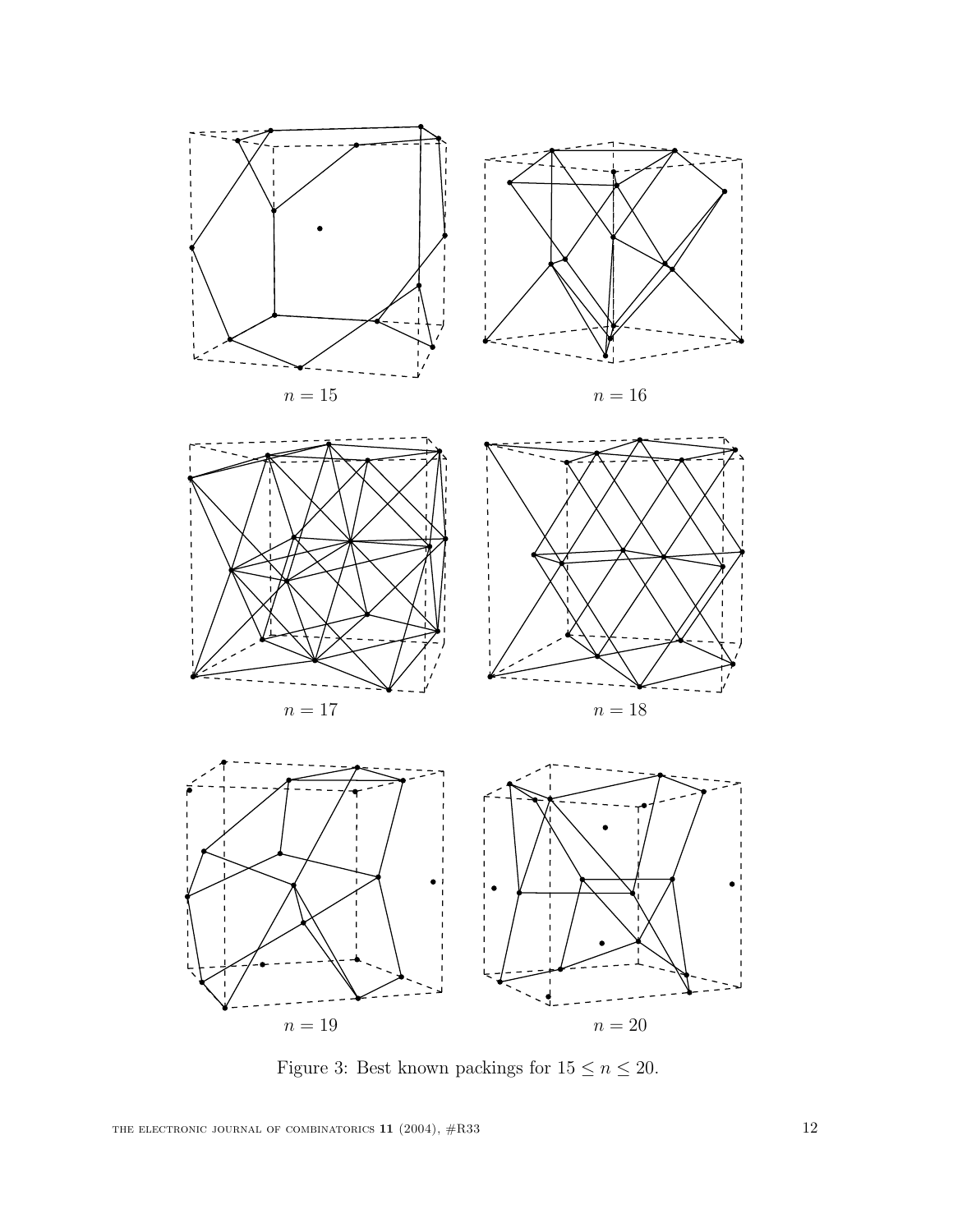$n = 15$

$n = 16$

$n = 17$

$n = 18$

$n = 19$

$n = 20$

Figure 3: Best known packings for $15 \leq n \leq 20$.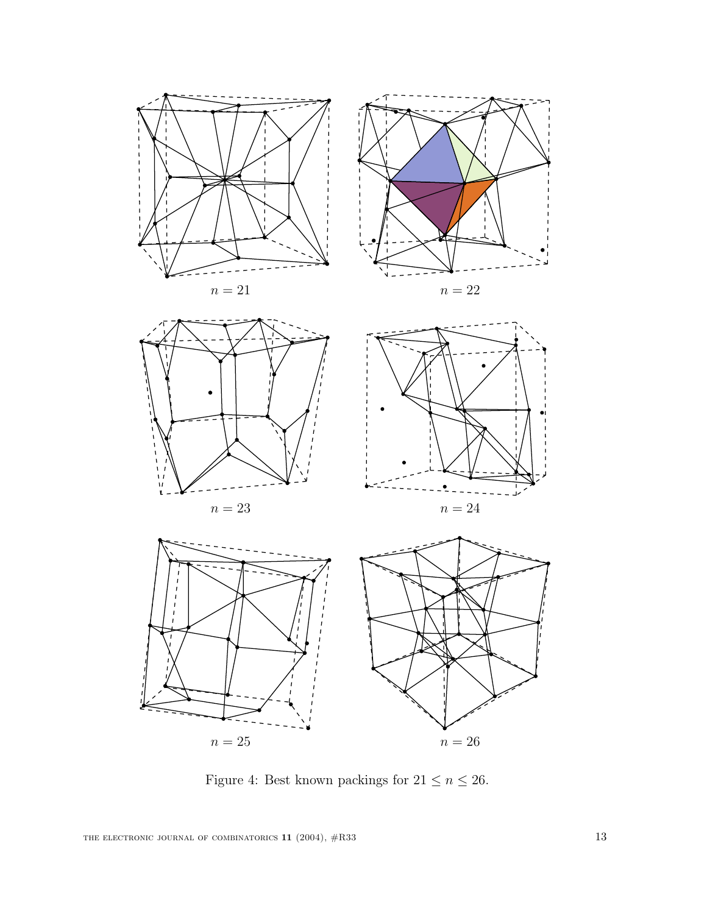$n = 21$

$n = 22$

$n = 23$

$n = 24$

$n = 25$

$n = 26$

Figure 4: Best known packings for $21 \leq n \leq 26$.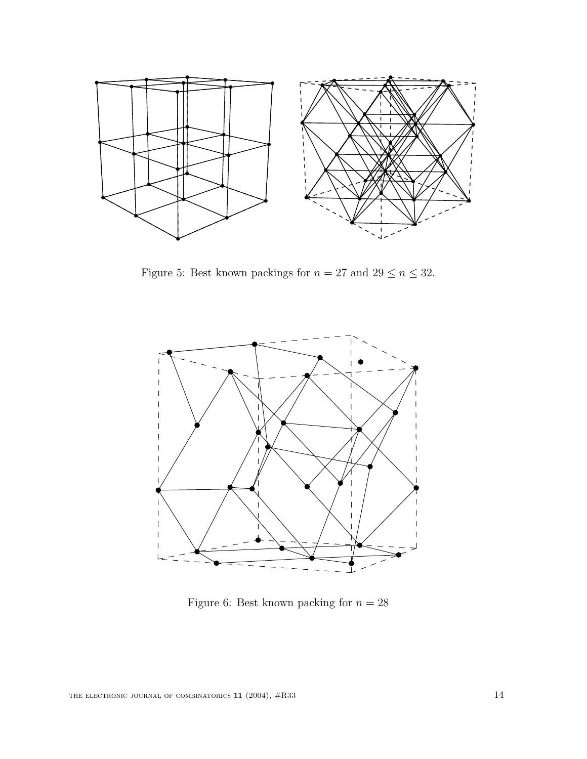Figure 5: Best known packings for $n = 27$ and $29 \leq n \leq 32$.

Figure 6: Best known packing for $n = 28$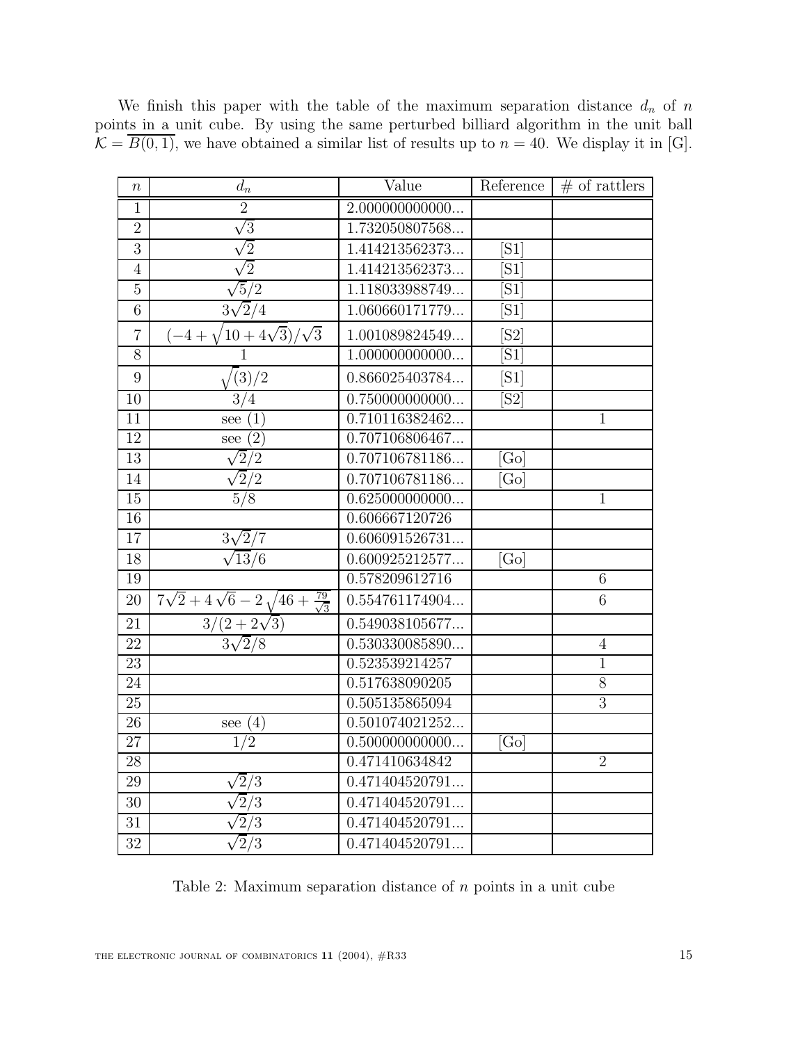We finish this paper with the table of the maximum separation distance $d_n$ of $n$ points in a unit cube. By using the same perturbed billiard algorithm in the unit ball $\mathcal{K} = \overline{B(0,1)}$, we have obtained a similar list of results up to $n = 40$. We display it in [G].

| $n$ | $d_n$ | Value | Reference | # of rattlers |
|---|---|---|---|---|
| 1 | $2$ | 2.000000000000... | | |
| 2 | $\sqrt{3}$ | 1.732050807568... | | |
| 3 | $\sqrt{2}$ | 1.414213562373... | [S1] | |
| 4 | $\sqrt{2}$ | 1.414213562373... | [S1] | |
| 5 | $\sqrt{5}/2$ | 1.118033988749... | [S1] | |
| 6 | $3\sqrt{2}/4$ | 1.060660171779... | [S1] | |
| 7 | $(-4+\sqrt{10+4\sqrt{3}})/\sqrt{3}$ | 1.001089824549... | [S2] | |
| 8 | $1$ | 1.000000000000... | [S1] | |
| 9 | $\sqrt{(3)}/2$ | 0.866025403784... | [S1] | |
| 10 | $3/4$ | 0.750000000000... | [S2] | |
| 11 | see (1) | 0.710116382462... | | 1 |
| 12 | see (2) | 0.707106806467... | | |
| 13 | $\sqrt{2}/2$ | 0.707106781186... | [Go] | |
| 14 | $\sqrt{2}/2$ | 0.707106781186... | [Go] | |
| 15 | $5/8$ | 0.625000000000... | | 1 |
| 16 | | 0.606667120726 | | |
| 17 | $3\sqrt{2}/7$ | 0.606091526731... | | |
| 18 | $\sqrt{13}/6$ | 0.600925212577... | [Go] | |
| 19 | | 0.578209612716 | | 6 |
| 20 | $7\sqrt{2}+4\sqrt{6}-2\sqrt{46+\frac{79}{\sqrt{3}}}$ | 0.554761174904... | | 6 |
| 21 | $3/(2+2\sqrt{3})$ | 0.549038105677... | | |
| 22 | $3\sqrt{2}/8$ | 0.530330085890... | | 4 |
| 23 | | 0.523539214257 | | 1 |
| 24 | | 0.517638090205 | | 8 |
| 25 | | 0.505135865094 | | 3 |
| 26 | see (4) | 0.501074021252... | | |
| 27 | $1/2$ | 0.500000000000... | [Go] | |
| 28 | | 0.471410634842 | | 2 |
| 29 | $\sqrt{2}/3$ | 0.471404520791... | | |
| 30 | $\sqrt{2}/3$ | 0.471404520791... | | |
| 31 | $\sqrt{2}/3$ | 0.471404520791... | | |
| 32 | $\sqrt{2}/3$ | 0.471404520791... | | |

Table 2: Maximum separation distance of $n$ points in a unit cube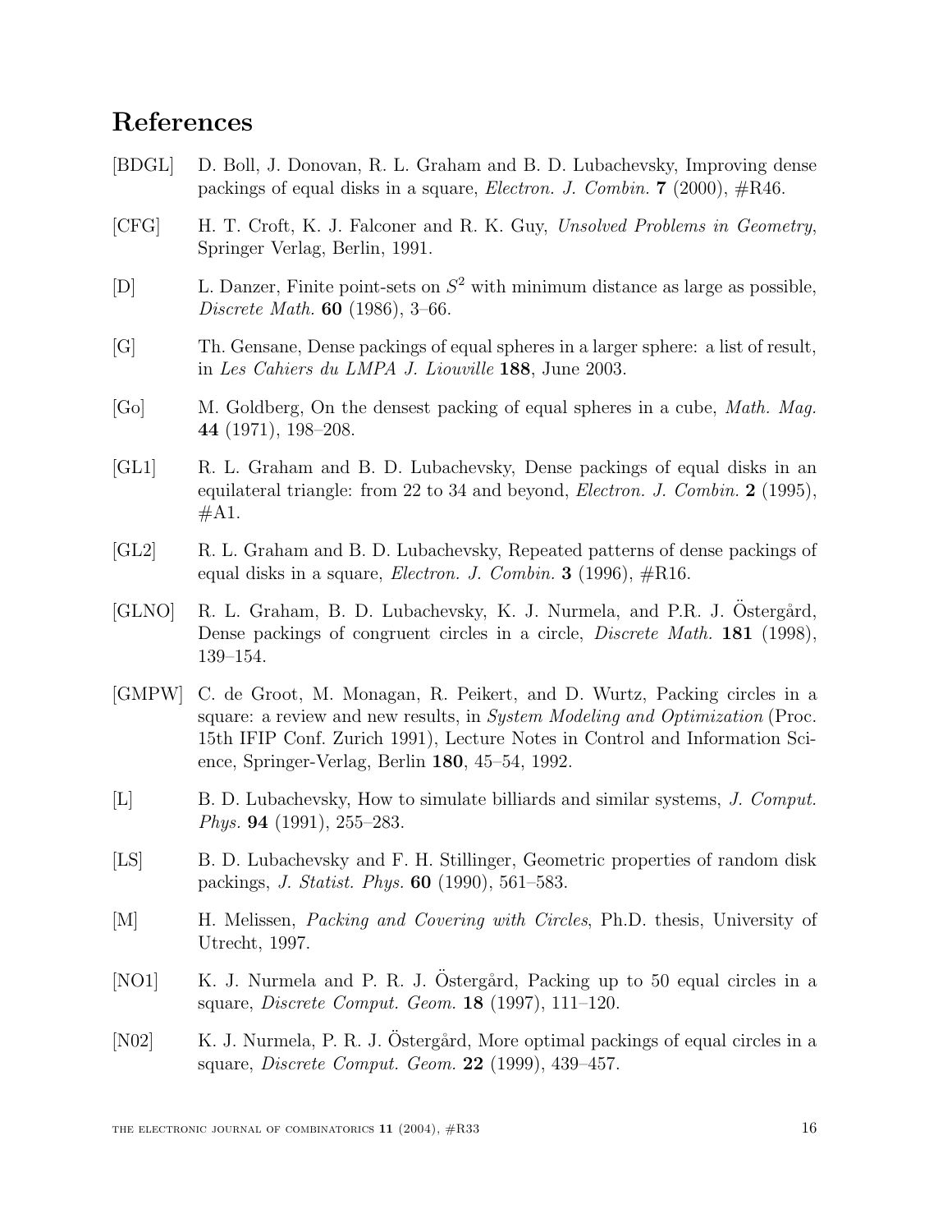## References

[BDGL] D. Boll, J. Donovan, R. L. Graham and B. D. Lubachevsky, Improving dense packings of equal disks in a square, *Electron. J. Combin.* **7** (2000), #R46.

[CFG] H. T. Croft, K. J. Falconer and R. K. Guy, *Unsolved Problems in Geometry*, Springer Verlag, Berlin, 1991.

[D] L. Danzer, Finite point-sets on $S^2$ with minimum distance as large as possible, *Discrete Math.* **60** (1986), 3–66.

[G] Th. Gensane, Dense packings of equal spheres in a larger sphere: a list of result, in *Les Cahiers du LMPA J. Liouville* **188**, June 2003.

[Go] M. Goldberg, On the densest packing of equal spheres in a cube, *Math. Mag.* **44** (1971), 198–208.

[GL1] R. L. Graham and B. D. Lubachevsky, Dense packings of equal disks in an equilateral triangle: from 22 to 34 and beyond, *Electron. J. Combin.* **2** (1995), #A1.

[GL2] R. L. Graham and B. D. Lubachevsky, Repeated patterns of dense packings of equal disks in a square, *Electron. J. Combin.* **3** (1996), #R16.

[GLNO] R. L. Graham, B. D. Lubachevsky, K. J. Nurmela, and P.R. J. Östergård, Dense packings of congruent circles in a circle, *Discrete Math.* **181** (1998), 139–154.

[GMPW] C. de Groot, M. Monagan, R. Peikert, and D. Wurtz, Packing circles in a square: a review and new results, in *System Modeling and Optimization* (Proc. 15th IFIP Conf. Zurich 1991), Lecture Notes in Control and Information Science, Springer-Verlag, Berlin **180**, 45–54, 1992.

[L] B. D. Lubachevsky, How to simulate billiards and similar systems, *J. Comput. Phys.* **94** (1991), 255–283.

[LS] B. D. Lubachevsky and F. H. Stillinger, Geometric properties of random disk packings, *J. Statist. Phys.* **60** (1990), 561–583.

[M] H. Melissen, *Packing and Covering with Circles*, Ph.D. thesis, University of Utrecht, 1997.

[NO1] K. J. Nurmela and P. R. J. Östergård, Packing up to 50 equal circles in a square, *Discrete Comput. Geom.* **18** (1997), 111–120.

[N02] K. J. Nurmela, P. R. J. Östergård, More optimal packings of equal circles in a square, *Discrete Comput. Geom.* **22** (1999), 439–457.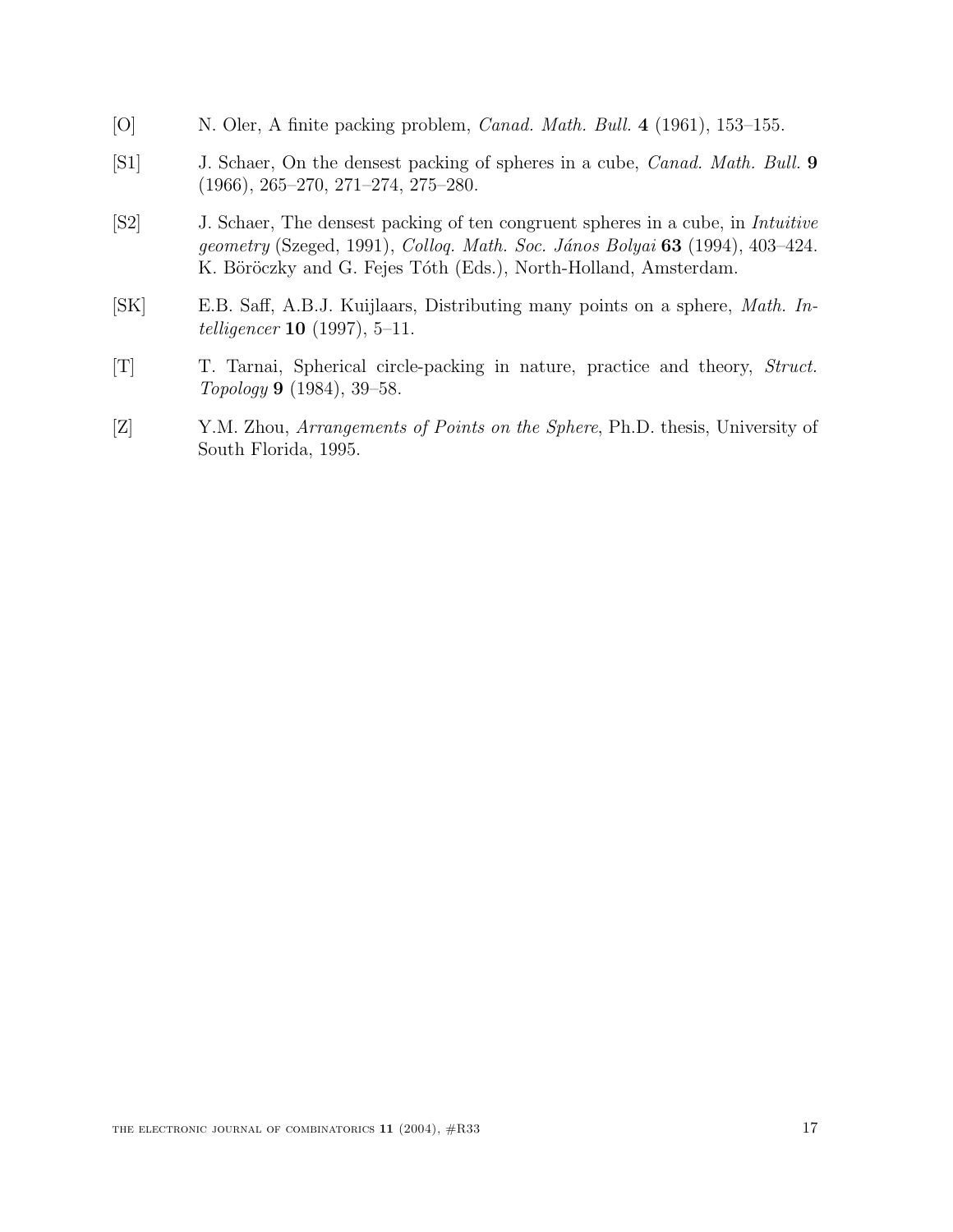[O] N. Oler, A finite packing problem, *Canad. Math. Bull.* **4** (1961), 153–155.

[S1] J. Schaer, On the densest packing of spheres in a cube, *Canad. Math. Bull.* **9** (1966), 265–270, 271–274, 275–280.

[S2] J. Schaer, The densest packing of ten congruent spheres in a cube, in *Intuitive geometry* (Szeged, 1991), *Colloq. Math. Soc. János Bolyai* **63** (1994), 403–424. K. Böröczky and G. Fejes Tóth (Eds.), North-Holland, Amsterdam.

[SK] E.B. Saff, A.B.J. Kuijlaars, Distributing many points on a sphere, *Math. Intelligencer* **10** (1997), 5–11.

[T] T. Tarnai, Spherical circle-packing in nature, practice and theory, *Struct. Topology* **9** (1984), 39–58.

[Z] Y.M. Zhou, *Arrangements of Points on the Sphere*, Ph.D. thesis, University of South Florida, 1995.